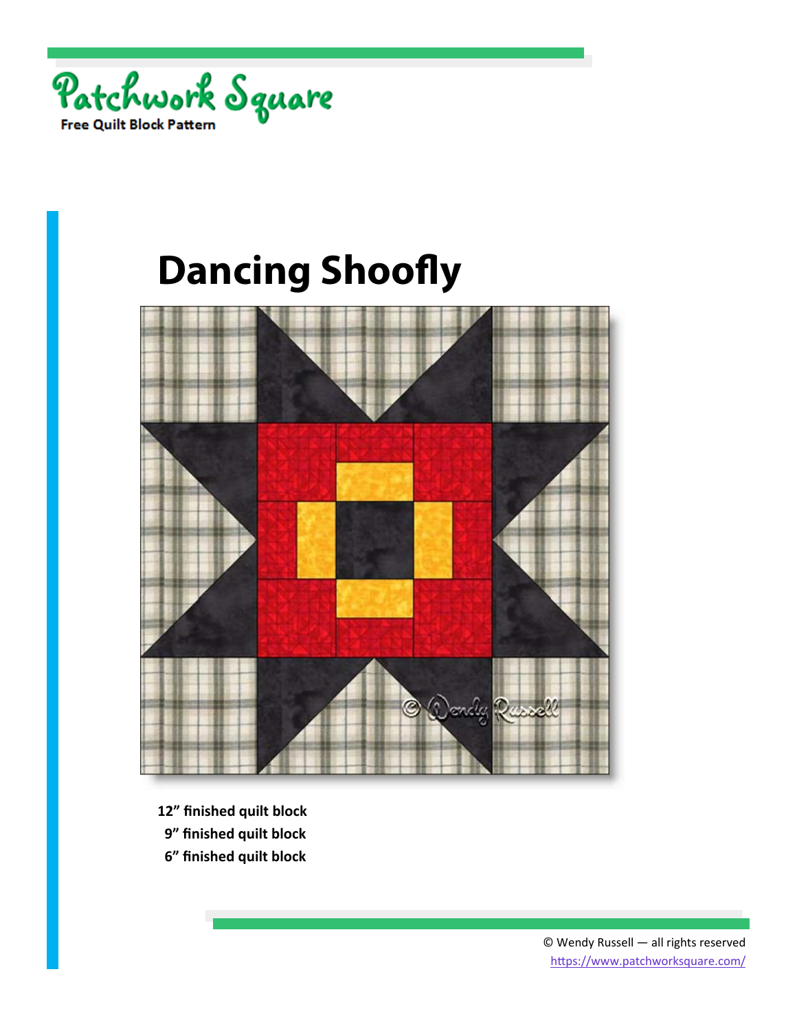Patchwork Square

Free Quilt Block Pattern

# Dancing Shoofly

**12” finished quilt block**

**9” finished quilt block**

**6” finished quilt block**

© Wendy Russell — all rights reserved

https://www.patchworksquare.com/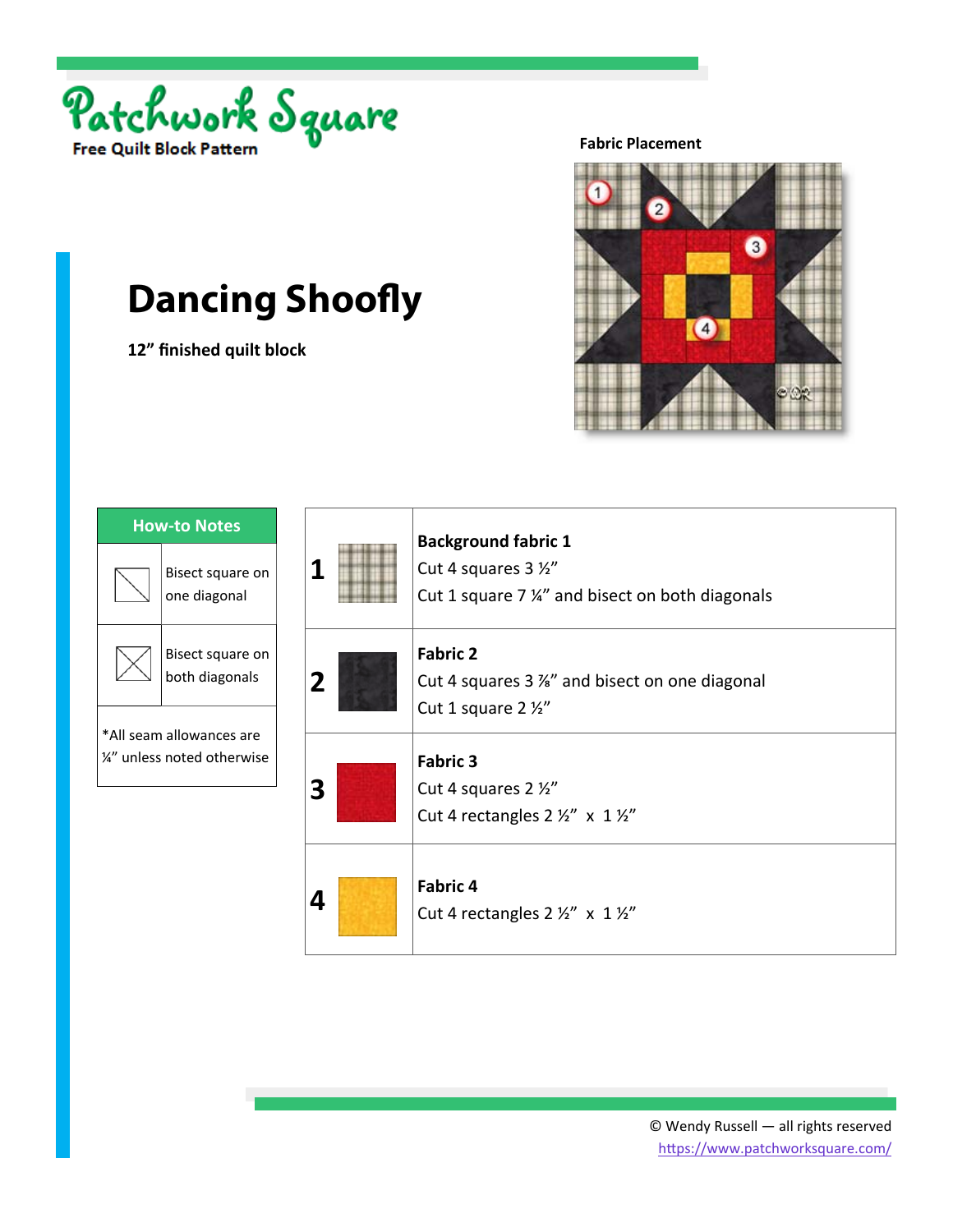Patchwork Square

Free Quilt Block Pattern

# Dancing Shoofly

**12" finished quilt block**

**Fabric Placement**

| How-to Notes | |
|---|---|
| | Bisect square on one diagonal |
| | Bisect square on both diagonals |
| *All seam allowances are ¼" unless noted otherwise | |

| | | |
|---|---|---|
| 1 | | **Background fabric 1**<br>Cut 4 squares 3 ½"<br>Cut 1 square 7 ¼" and bisect on both diagonals |
| 2 | | **Fabric 2**<br>Cut 4 squares 3 ⅞" and bisect on one diagonal<br>Cut 1 square 2 ½" |
| 3 | | **Fabric 3**<br>Cut 4 squares 2 ½"<br>Cut 4 rectangles 2 ½" x 1 ½" |
| 4 | | **Fabric 4**<br>Cut 4 rectangles 2 ½" x 1 ½" |

© Wendy Russell — all rights reserved
https://www.patchworksquare.com/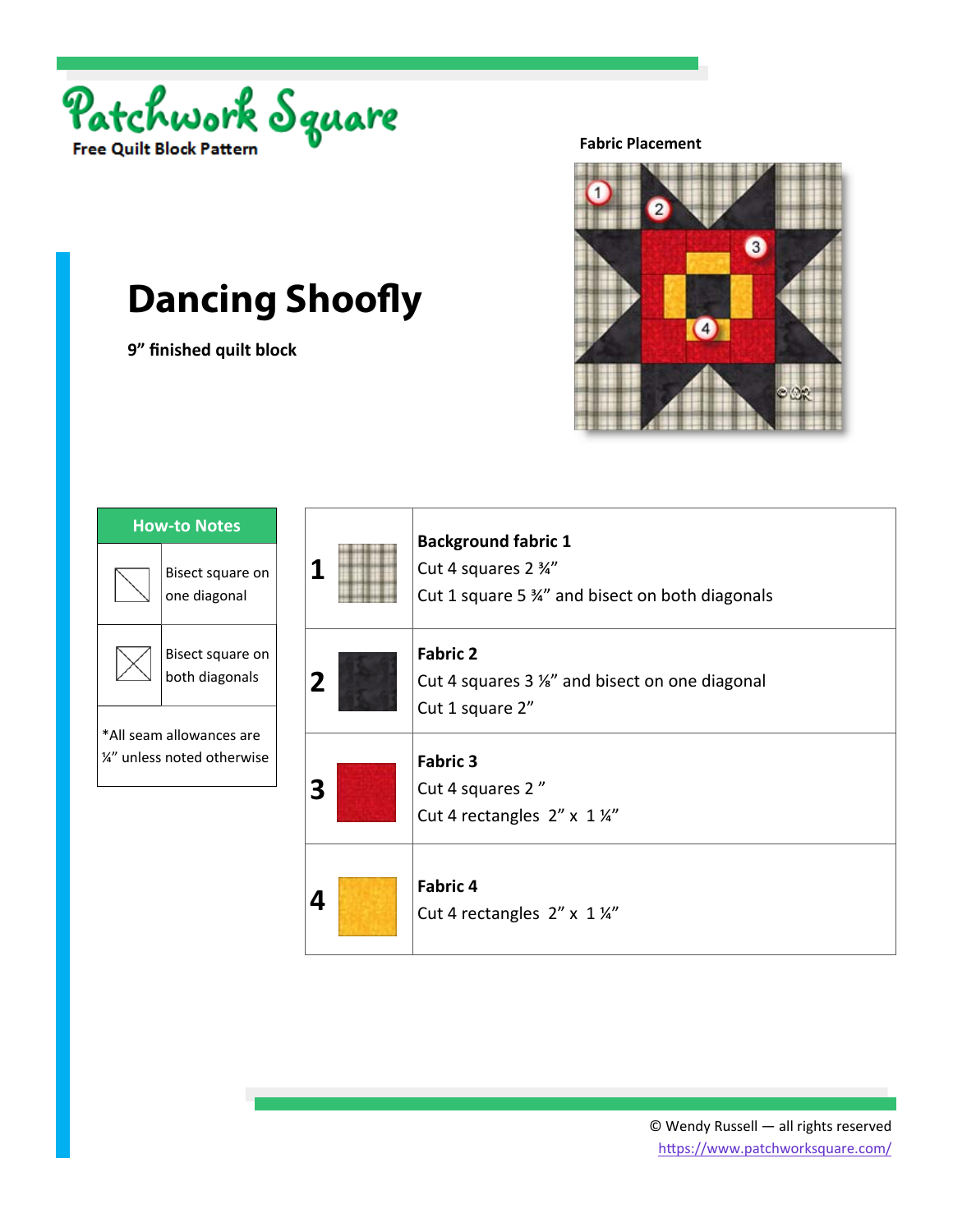Patchwork Square

Free Quilt Block Pattern

# Dancing Shoofly

**9" finished quilt block**

**Fabric Placement**

| How-to Notes | |
|---|---|
| | Bisect square on one diagonal |
| | Bisect square on both diagonals |
| *All seam allowances are ¼" unless noted otherwise | |

| | |
|---|---|
| **1** | **Background fabric 1**<br>Cut 4 squares 2 ¾"<br>Cut 1 square 5 ¾" and bisect on both diagonals |
| **2** | **Fabric 2**<br>Cut 4 squares 3 ⅛" and bisect on one diagonal<br>Cut 1 square 2" |
| **3** | **Fabric 3**<br>Cut 4 squares 2 "<br>Cut 4 rectangles 2" x 1 ¼" |
| **4** | **Fabric 4**<br>Cut 4 rectangles 2" x 1 ¼" |

© Wendy Russell — all rights reserved
https://www.patchworksquare.com/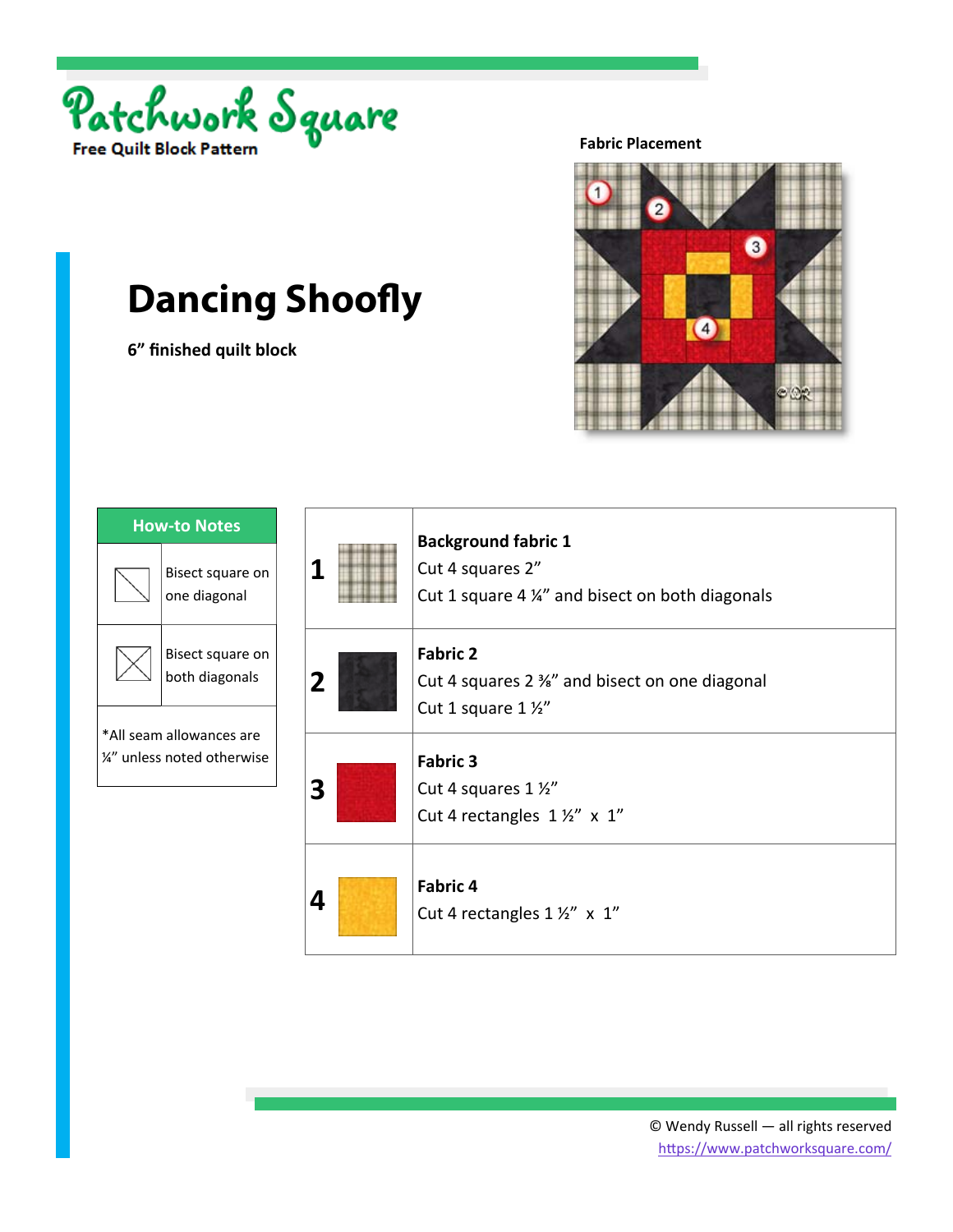Patchwork Square

Free Quilt Block Pattern

**Fabric Placement**

# Dancing Shoofly

**6” finished quilt block**

| How-to Notes | |
|---|---|
| | Bisect square on one diagonal |
| | Bisect square on both diagonals |
| *All seam allowances are ¼” unless noted otherwise | |

| | | |
|---|---|---|
| **1** | | **Background fabric 1**<br>Cut 4 squares 2”<br>Cut 1 square 4 ¼” and bisect on both diagonals |
| **2** | | **Fabric 2**<br>Cut 4 squares 2 ⅜” and bisect on one diagonal<br>Cut 1 square 1 ½” |
| **3** | | **Fabric 3**<br>Cut 4 squares 1 ½”<br>Cut 4 rectangles 1 ½” x 1” |
| **4** | | **Fabric 4**<br>Cut 4 rectangles 1 ½” x 1” |

© Wendy Russell — all rights reserved
https://www.patchworksquare.com/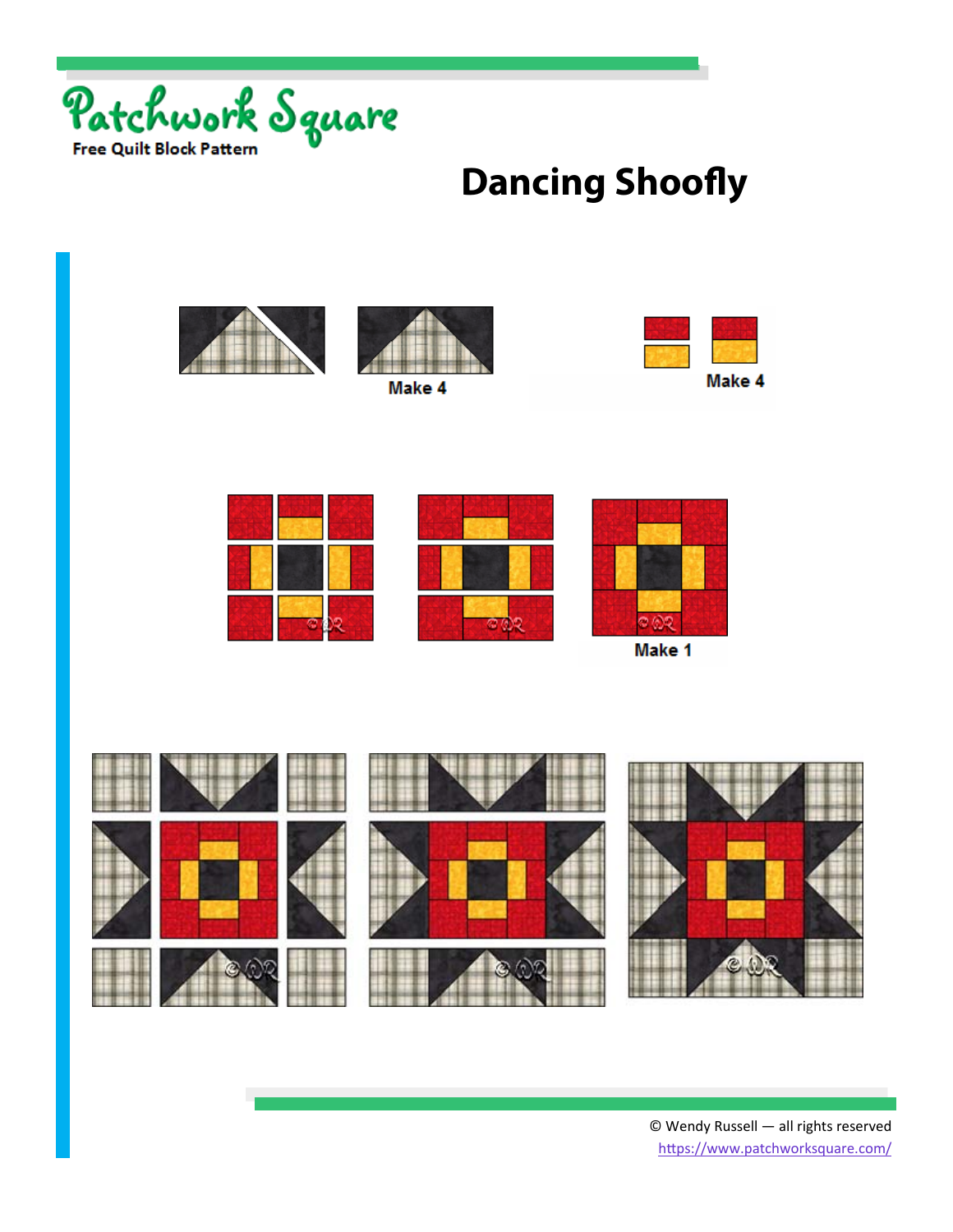Patchwork Square

Free Quilt Block Pattern

# Dancing Shoofly

Make 4

Make 4

Make 1

© Wendy Russell — all rights reserved

https://www.patchworksquare.com/